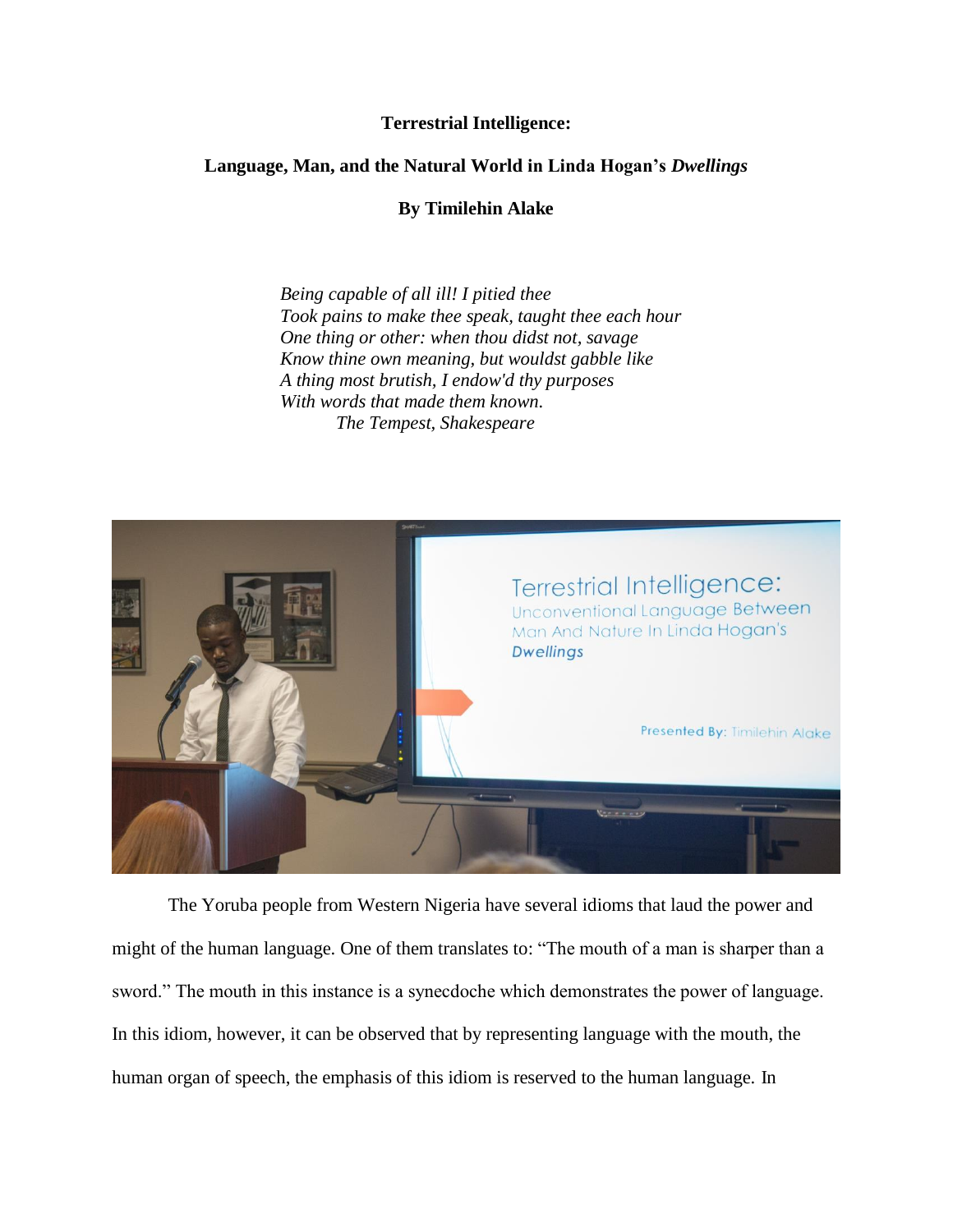# Terrestrial Intelligence:

## Language, Man, and the Natural World in Linda Hogan's *Dwellings*

**By Timilehin Alake**

> *Being capable of all ill! I pitied thee*
> *Took pains to make thee speak, taught thee each hour*
> *One thing or other: when thou didst not, savage*
> *Know thine own meaning, but wouldst gabble like*
> *A thing most brutish, I endow'd thy purposes*
> *With words that made them known.*
> *The Tempest, Shakespeare*

The Yoruba people from Western Nigeria have several idioms that laud the power and might of the human language. One of them translates to: "The mouth of a man is sharper than a sword." The mouth in this instance is a synecdoche which demonstrates the power of language. In this idiom, however, it can be observed that by representing language with the mouth, the human organ of speech, the emphasis of this idiom is reserved to the human language. In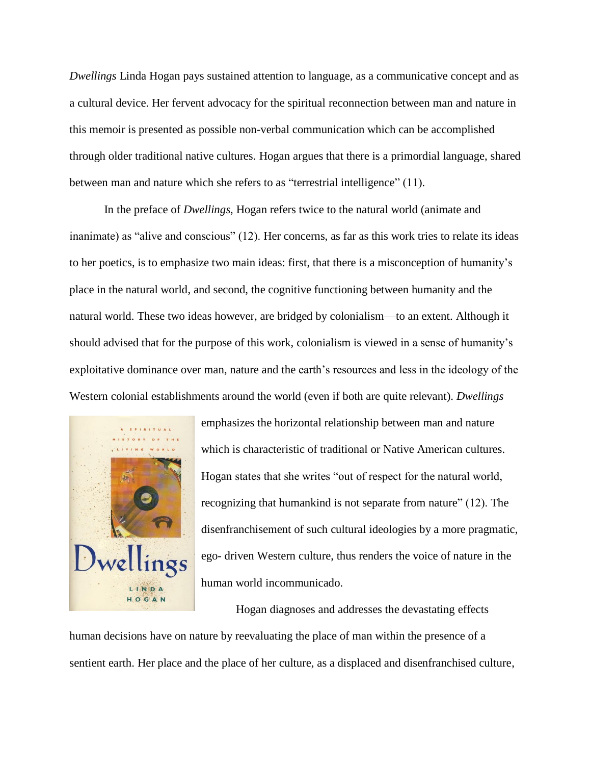*Dwellings* Linda Hogan pays sustained attention to language, as a communicative concept and as a cultural device. Her fervent advocacy for the spiritual reconnection between man and nature in this memoir is presented as possible non-verbal communication which can be accomplished through older traditional native cultures. Hogan argues that there is a primordial language, shared between man and nature which she refers to as "terrestrial intelligence" (11).

In the preface of *Dwellings*, Hogan refers twice to the natural world (animate and inanimate) as "alive and conscious" (12). Her concerns, as far as this work tries to relate its ideas to her poetics, is to emphasize two main ideas: first, that there is a misconception of humanity's place in the natural world, and second, the cognitive functioning between humanity and the natural world. These two ideas however, are bridged by colonialism—to an extent. Although it should advised that for the purpose of this work, colonialism is viewed in a sense of humanity's exploitative dominance over man, nature and the earth's resources and less in the ideology of the Western colonial establishments around the world (even if both are quite relevant). *Dwellings* emphasizes the horizontal relationship between man and nature which is characteristic of traditional or Native American cultures. Hogan states that she writes "out of respect for the natural world, recognizing that humankind is not separate from nature" (12). The disenfranchisement of such cultural ideologies by a more pragmatic, ego- driven Western culture, thus renders the voice of nature in the human world incommunicado.

Hogan diagnoses and addresses the devastating effects human decisions have on nature by reevaluating the place of man within the presence of a sentient earth. Her place and the place of her culture, as a displaced and disenfranchised culture,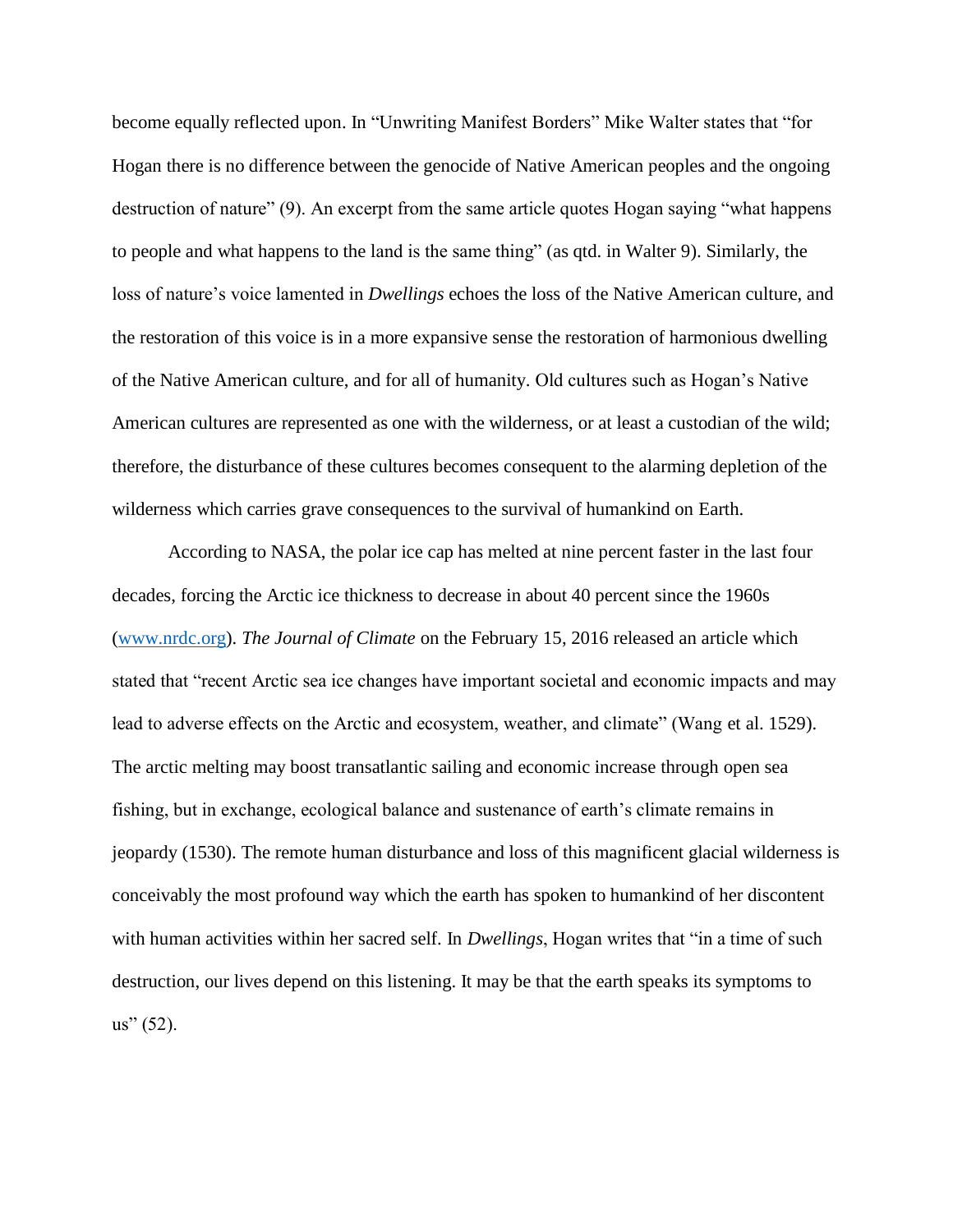become equally reflected upon. In "Unwriting Manifest Borders" Mike Walter states that "for Hogan there is no difference between the genocide of Native American peoples and the ongoing destruction of nature" (9). An excerpt from the same article quotes Hogan saying "what happens to people and what happens to the land is the same thing" (as qtd. in Walter 9). Similarly, the loss of nature's voice lamented in *Dwellings* echoes the loss of the Native American culture, and the restoration of this voice is in a more expansive sense the restoration of harmonious dwelling of the Native American culture, and for all of humanity. Old cultures such as Hogan's Native American cultures are represented as one with the wilderness, or at least a custodian of the wild; therefore, the disturbance of these cultures becomes consequent to the alarming depletion of the wilderness which carries grave consequences to the survival of humankind on Earth.

According to NASA, the polar ice cap has melted at nine percent faster in the last four decades, forcing the Arctic ice thickness to decrease in about 40 percent since the 1960s (www.nrdc.org). *The Journal of Climate* on the February 15, 2016 released an article which stated that "recent Arctic sea ice changes have important societal and economic impacts and may lead to adverse effects on the Arctic and ecosystem, weather, and climate" (Wang et al. 1529). The arctic melting may boost transatlantic sailing and economic increase through open sea fishing, but in exchange, ecological balance and sustenance of earth's climate remains in jeopardy (1530). The remote human disturbance and loss of this magnificent glacial wilderness is conceivably the most profound way which the earth has spoken to humankind of her discontent with human activities within her sacred self. In *Dwellings*, Hogan writes that "in a time of such destruction, our lives depend on this listening. It may be that the earth speaks its symptoms to us" (52).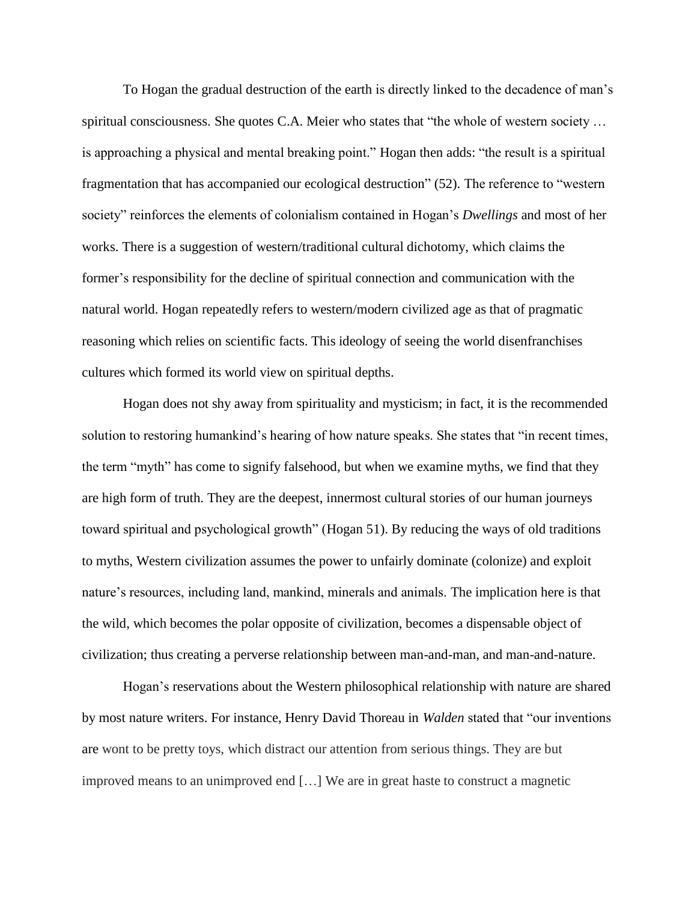To Hogan the gradual destruction of the earth is directly linked to the decadence of man's spiritual consciousness. She quotes C.A. Meier who states that "the whole of western society … is approaching a physical and mental breaking point." Hogan then adds: "the result is a spiritual fragmentation that has accompanied our ecological destruction" (52). The reference to "western society" reinforces the elements of colonialism contained in Hogan's *Dwellings* and most of her works. There is a suggestion of western/traditional cultural dichotomy, which claims the former's responsibility for the decline of spiritual connection and communication with the natural world. Hogan repeatedly refers to western/modern civilized age as that of pragmatic reasoning which relies on scientific facts. This ideology of seeing the world disenfranchises cultures which formed its world view on spiritual depths.

Hogan does not shy away from spirituality and mysticism; in fact, it is the recommended solution to restoring humankind's hearing of how nature speaks. She states that "in recent times, the term "myth" has come to signify falsehood, but when we examine myths, we find that they are high form of truth. They are the deepest, innermost cultural stories of our human journeys toward spiritual and psychological growth" (Hogan 51). By reducing the ways of old traditions to myths, Western civilization assumes the power to unfairly dominate (colonize) and exploit nature's resources, including land, mankind, minerals and animals. The implication here is that the wild, which becomes the polar opposite of civilization, becomes a dispensable object of civilization; thus creating a perverse relationship between man-and-man, and man-and-nature.

Hogan's reservations about the Western philosophical relationship with nature are shared by most nature writers. For instance, Henry David Thoreau in *Walden* stated that "our inventions are wont to be pretty toys, which distract our attention from serious things. They are but improved means to an unimproved end […] We are in great haste to construct a magnetic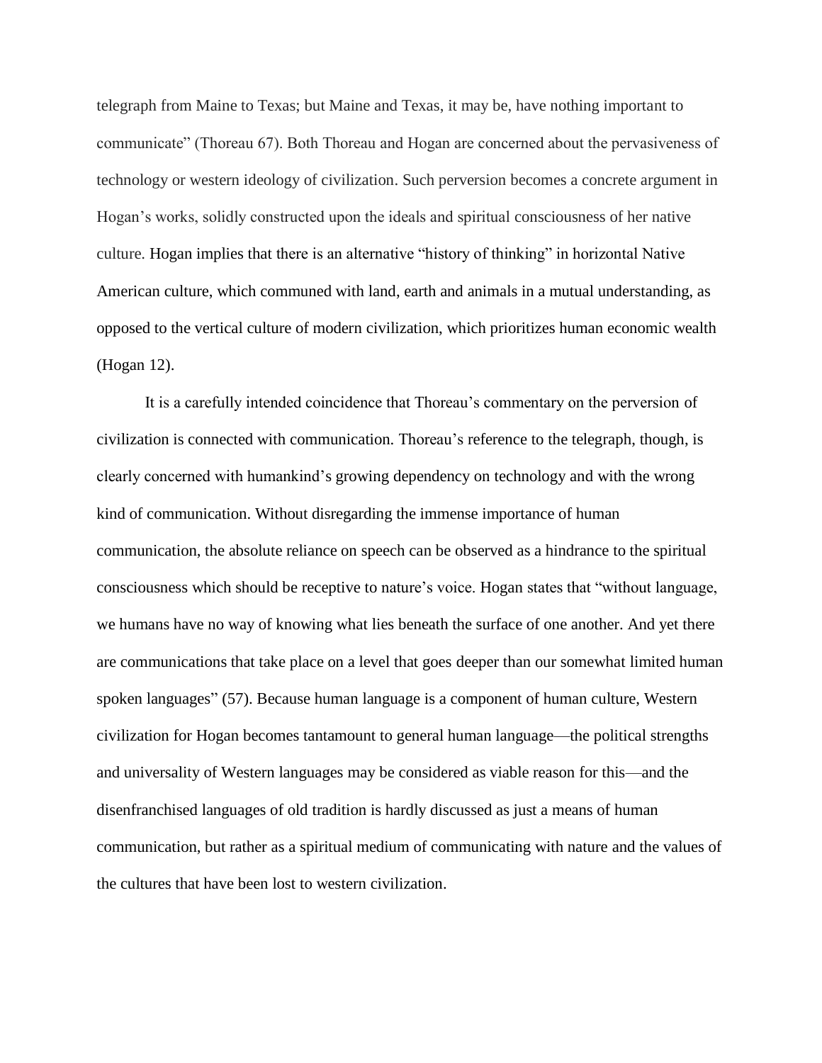telegraph from Maine to Texas; but Maine and Texas, it may be, have nothing important to communicate" (Thoreau 67). Both Thoreau and Hogan are concerned about the pervasiveness of technology or western ideology of civilization. Such perversion becomes a concrete argument in Hogan's works, solidly constructed upon the ideals and spiritual consciousness of her native culture. Hogan implies that there is an alternative "history of thinking" in horizontal Native American culture, which communed with land, earth and animals in a mutual understanding, as opposed to the vertical culture of modern civilization, which prioritizes human economic wealth (Hogan 12).

It is a carefully intended coincidence that Thoreau's commentary on the perversion of civilization is connected with communication. Thoreau's reference to the telegraph, though, is clearly concerned with humankind's growing dependency on technology and with the wrong kind of communication. Without disregarding the immense importance of human communication, the absolute reliance on speech can be observed as a hindrance to the spiritual consciousness which should be receptive to nature's voice. Hogan states that "without language, we humans have no way of knowing what lies beneath the surface of one another. And yet there are communications that take place on a level that goes deeper than our somewhat limited human spoken languages" (57). Because human language is a component of human culture, Western civilization for Hogan becomes tantamount to general human language—the political strengths and universality of Western languages may be considered as viable reason for this—and the disenfranchised languages of old tradition is hardly discussed as just a means of human communication, but rather as a spiritual medium of communicating with nature and the values of the cultures that have been lost to western civilization.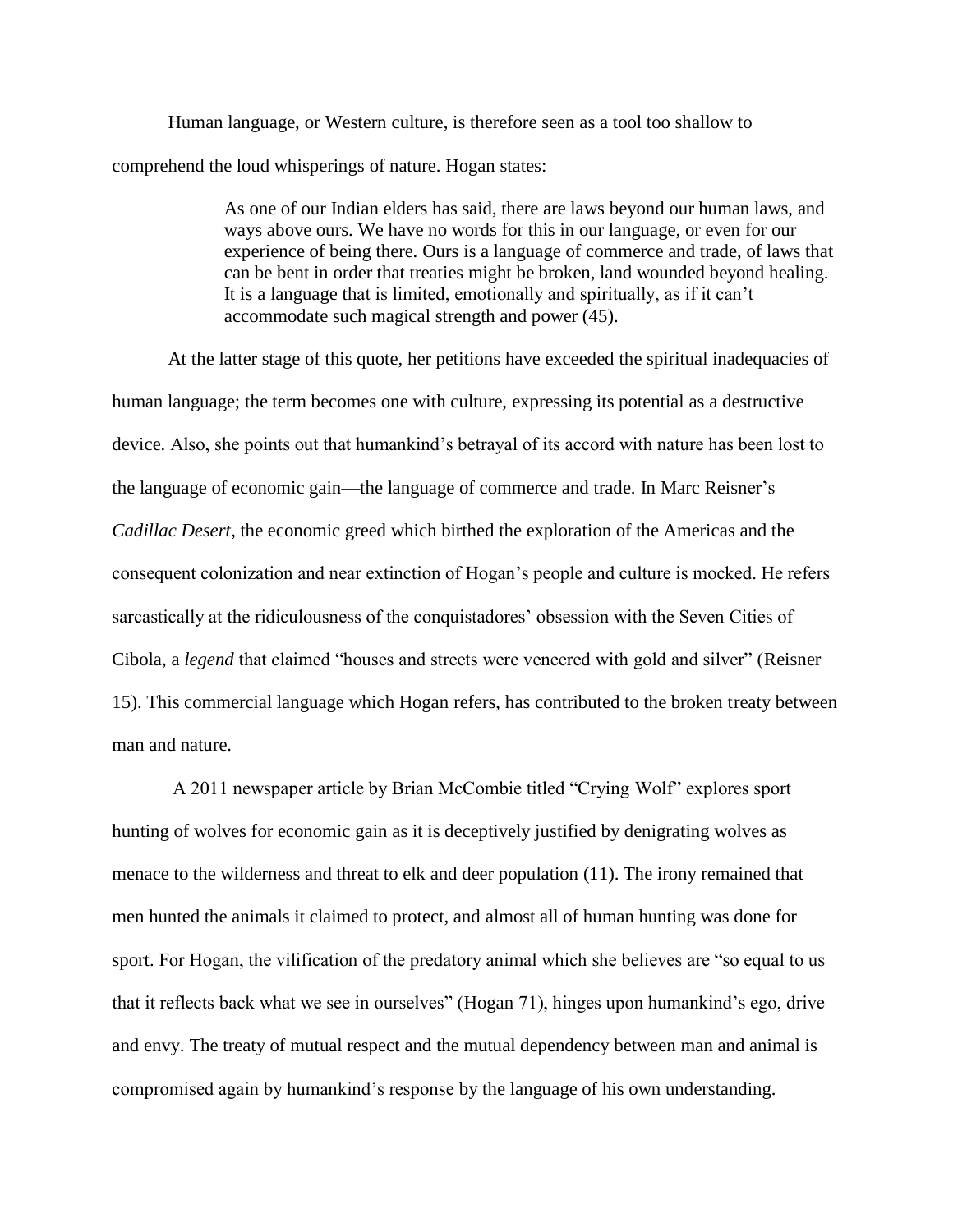Human language, or Western culture, is therefore seen as a tool too shallow to comprehend the loud whisperings of nature. Hogan states:

> As one of our Indian elders has said, there are laws beyond our human laws, and ways above ours. We have no words for this in our language, or even for our experience of being there. Ours is a language of commerce and trade, of laws that can be bent in order that treaties might be broken, land wounded beyond healing. It is a language that is limited, emotionally and spiritually, as if it can't accommodate such magical strength and power (45).

At the latter stage of this quote, her petitions have exceeded the spiritual inadequacies of human language; the term becomes one with culture, expressing its potential as a destructive device. Also, she points out that humankind's betrayal of its accord with nature has been lost to the language of economic gain—the language of commerce and trade. In Marc Reisner's *Cadillac Desert*, the economic greed which birthed the exploration of the Americas and the consequent colonization and near extinction of Hogan's people and culture is mocked. He refers sarcastically at the ridiculousness of the conquistadores' obsession with the Seven Cities of Cibola, a *legend* that claimed "houses and streets were veneered with gold and silver" (Reisner 15). This commercial language which Hogan refers, has contributed to the broken treaty between man and nature.

A 2011 newspaper article by Brian McCombie titled "Crying Wolf" explores sport hunting of wolves for economic gain as it is deceptively justified by denigrating wolves as menace to the wilderness and threat to elk and deer population (11). The irony remained that men hunted the animals it claimed to protect, and almost all of human hunting was done for sport. For Hogan, the vilification of the predatory animal which she believes are "so equal to us that it reflects back what we see in ourselves" (Hogan 71), hinges upon humankind's ego, drive and envy. The treaty of mutual respect and the mutual dependency between man and animal is compromised again by humankind's response by the language of his own understanding.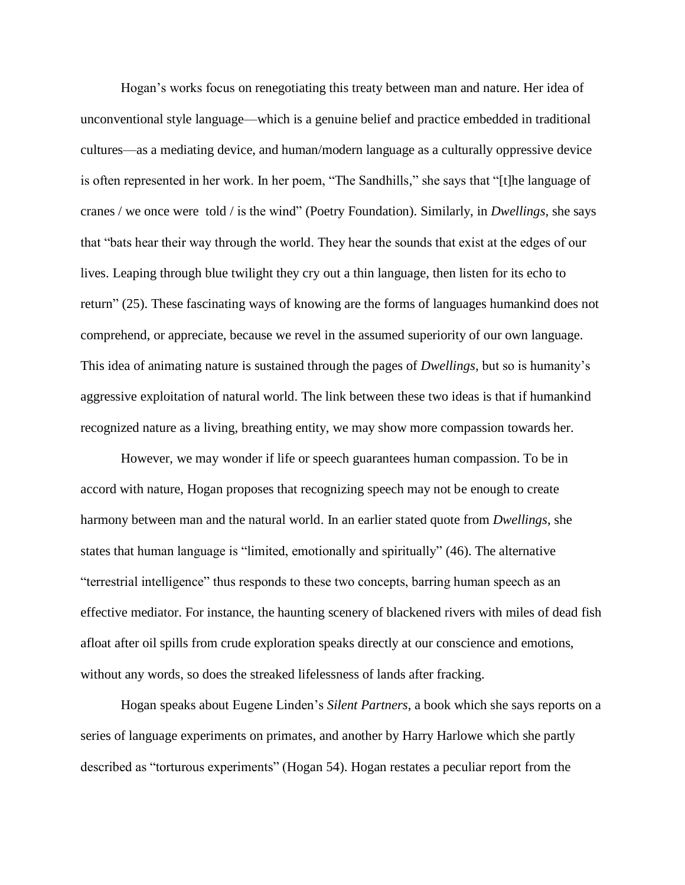Hogan's works focus on renegotiating this treaty between man and nature. Her idea of unconventional style language—which is a genuine belief and practice embedded in traditional cultures—as a mediating device, and human/modern language as a culturally oppressive device is often represented in her work. In her poem, "The Sandhills," she says that "[t]he language of cranes / we once were told / is the wind" (Poetry Foundation). Similarly, in *Dwellings*, she says that "bats hear their way through the world. They hear the sounds that exist at the edges of our lives. Leaping through blue twilight they cry out a thin language, then listen for its echo to return" (25). These fascinating ways of knowing are the forms of languages humankind does not comprehend, or appreciate, because we revel in the assumed superiority of our own language. This idea of animating nature is sustained through the pages of *Dwellings*, but so is humanity's aggressive exploitation of natural world. The link between these two ideas is that if humankind recognized nature as a living, breathing entity, we may show more compassion towards her.

However, we may wonder if life or speech guarantees human compassion. To be in accord with nature, Hogan proposes that recognizing speech may not be enough to create harmony between man and the natural world. In an earlier stated quote from *Dwellings*, she states that human language is "limited, emotionally and spiritually" (46). The alternative "terrestrial intelligence" thus responds to these two concepts, barring human speech as an effective mediator. For instance, the haunting scenery of blackened rivers with miles of dead fish afloat after oil spills from crude exploration speaks directly at our conscience and emotions, without any words, so does the streaked lifelessness of lands after fracking.

Hogan speaks about Eugene Linden's *Silent Partners*, a book which she says reports on a series of language experiments on primates, and another by Harry Harlowe which she partly described as "torturous experiments" (Hogan 54). Hogan restates a peculiar report from the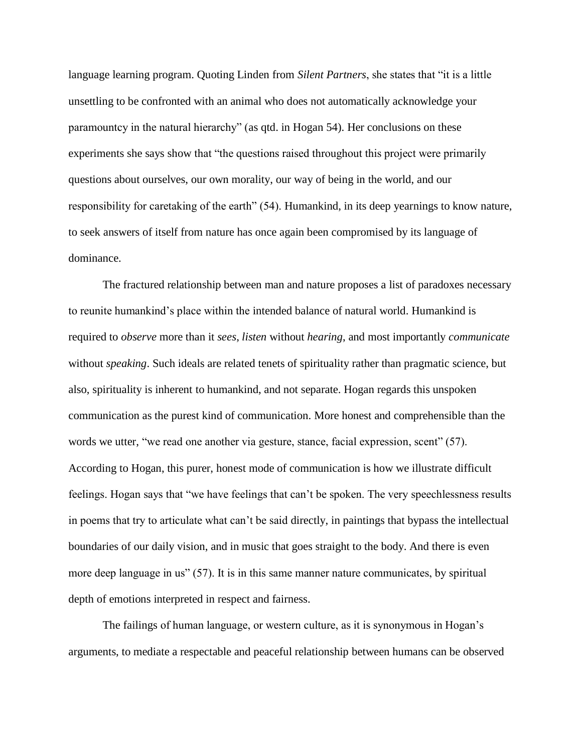language learning program. Quoting Linden from *Silent Partners*, she states that "it is a little unsettling to be confronted with an animal who does not automatically acknowledge your paramountcy in the natural hierarchy" (as qtd. in Hogan 54). Her conclusions on these experiments she says show that "the questions raised throughout this project were primarily questions about ourselves, our own morality, our way of being in the world, and our responsibility for caretaking of the earth" (54). Humankind, in its deep yearnings to know nature, to seek answers of itself from nature has once again been compromised by its language of dominance.

The fractured relationship between man and nature proposes a list of paradoxes necessary to reunite humankind's place within the intended balance of natural world. Humankind is required to *observe* more than it *sees*, *listen* without *hearing*, and most importantly *communicate* without *speaking*. Such ideals are related tenets of spirituality rather than pragmatic science, but also, spirituality is inherent to humankind, and not separate. Hogan regards this unspoken communication as the purest kind of communication. More honest and comprehensible than the words we utter, "we read one another via gesture, stance, facial expression, scent" (57). According to Hogan, this purer, honest mode of communication is how we illustrate difficult feelings. Hogan says that "we have feelings that can't be spoken. The very speechlessness results in poems that try to articulate what can't be said directly, in paintings that bypass the intellectual boundaries of our daily vision, and in music that goes straight to the body. And there is even more deep language in us" (57). It is in this same manner nature communicates, by spiritual depth of emotions interpreted in respect and fairness.

The failings of human language, or western culture, as it is synonymous in Hogan's arguments, to mediate a respectable and peaceful relationship between humans can be observed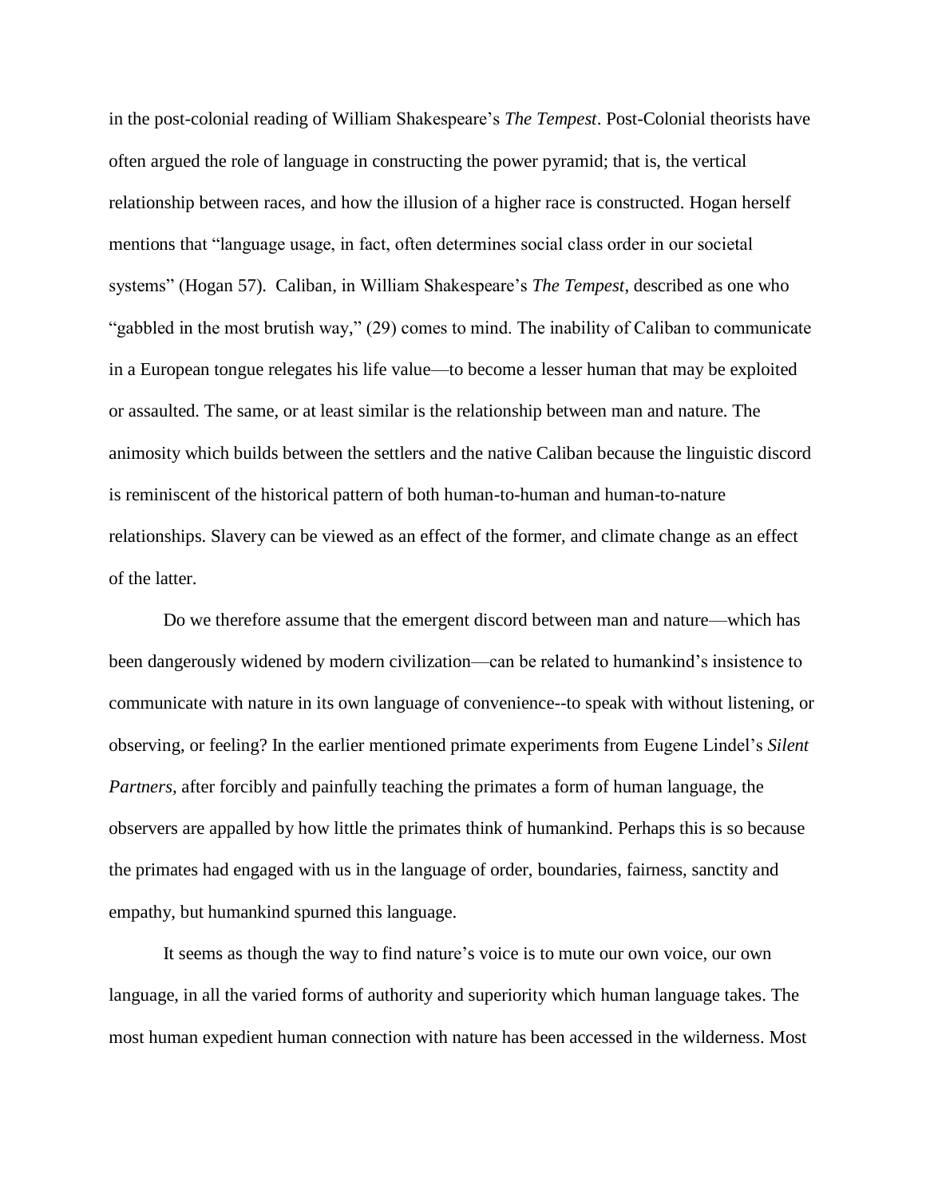in the post-colonial reading of William Shakespeare's *The Tempest*. Post-Colonial theorists have often argued the role of language in constructing the power pyramid; that is, the vertical relationship between races, and how the illusion of a higher race is constructed. Hogan herself mentions that "language usage, in fact, often determines social class order in our societal systems" (Hogan 57). Caliban, in William Shakespeare's *The Tempest*, described as one who "gabbled in the most brutish way," (29) comes to mind. The inability of Caliban to communicate in a European tongue relegates his life value—to become a lesser human that may be exploited or assaulted. The same, or at least similar is the relationship between man and nature. The animosity which builds between the settlers and the native Caliban because the linguistic discord is reminiscent of the historical pattern of both human-to-human and human-to-nature relationships. Slavery can be viewed as an effect of the former, and climate change as an effect of the latter.

Do we therefore assume that the emergent discord between man and nature—which has been dangerously widened by modern civilization—can be related to humankind's insistence to communicate with nature in its own language of convenience--to speak with without listening, or observing, or feeling? In the earlier mentioned primate experiments from Eugene Lindel's *Silent Partners,* after forcibly and painfully teaching the primates a form of human language, the observers are appalled by how little the primates think of humankind. Perhaps this is so because the primates had engaged with us in the language of order, boundaries, fairness, sanctity and empathy, but humankind spurned this language.

It seems as though the way to find nature's voice is to mute our own voice, our own language, in all the varied forms of authority and superiority which human language takes. The most human expedient human connection with nature has been accessed in the wilderness. Most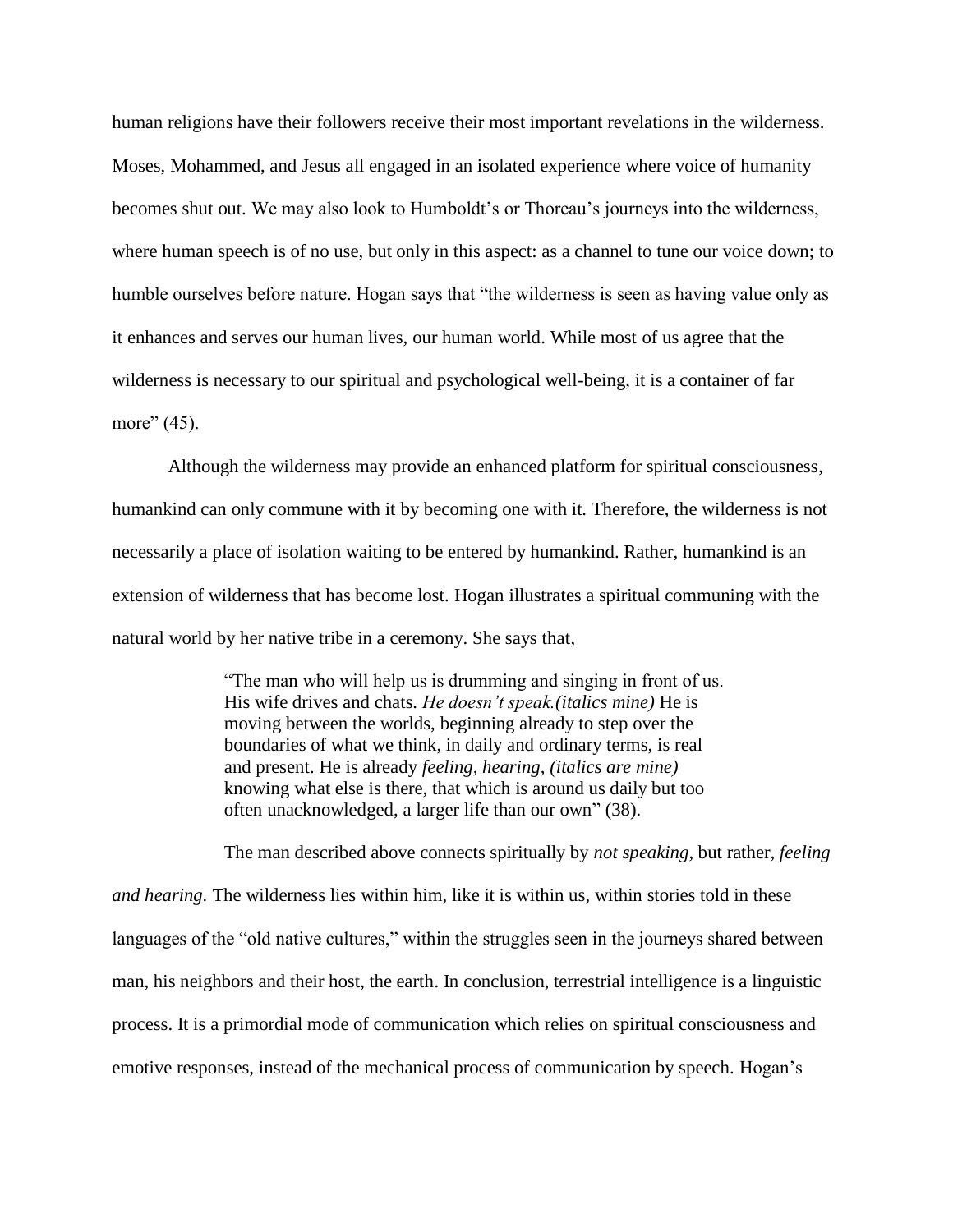human religions have their followers receive their most important revelations in the wilderness. Moses, Mohammed, and Jesus all engaged in an isolated experience where voice of humanity becomes shut out. We may also look to Humboldt's or Thoreau's journeys into the wilderness, where human speech is of no use, but only in this aspect: as a channel to tune our voice down; to humble ourselves before nature. Hogan says that "the wilderness is seen as having value only as it enhances and serves our human lives, our human world. While most of us agree that the wilderness is necessary to our spiritual and psychological well-being, it is a container of far more" (45).

Although the wilderness may provide an enhanced platform for spiritual consciousness, humankind can only commune with it by becoming one with it. Therefore, the wilderness is not necessarily a place of isolation waiting to be entered by humankind. Rather, humankind is an extension of wilderness that has become lost. Hogan illustrates a spiritual communing with the natural world by her native tribe in a ceremony. She says that,

> "The man who will help us is drumming and singing in front of us. His wife drives and chats. *He doesn't speak.(italics mine)* He is moving between the worlds, beginning already to step over the boundaries of what we think, in daily and ordinary terms, is real and present. He is already *feeling, hearing, (italics are mine)* knowing what else is there, that which is around us daily but too often unacknowledged, a larger life than our own" (38).

The man described above connects spiritually by *not speaking*, but rather, *feeling and hearing.* The wilderness lies within him, like it is within us, within stories told in these languages of the "old native cultures," within the struggles seen in the journeys shared between man, his neighbors and their host, the earth. In conclusion, terrestrial intelligence is a linguistic process. It is a primordial mode of communication which relies on spiritual consciousness and emotive responses, instead of the mechanical process of communication by speech. Hogan's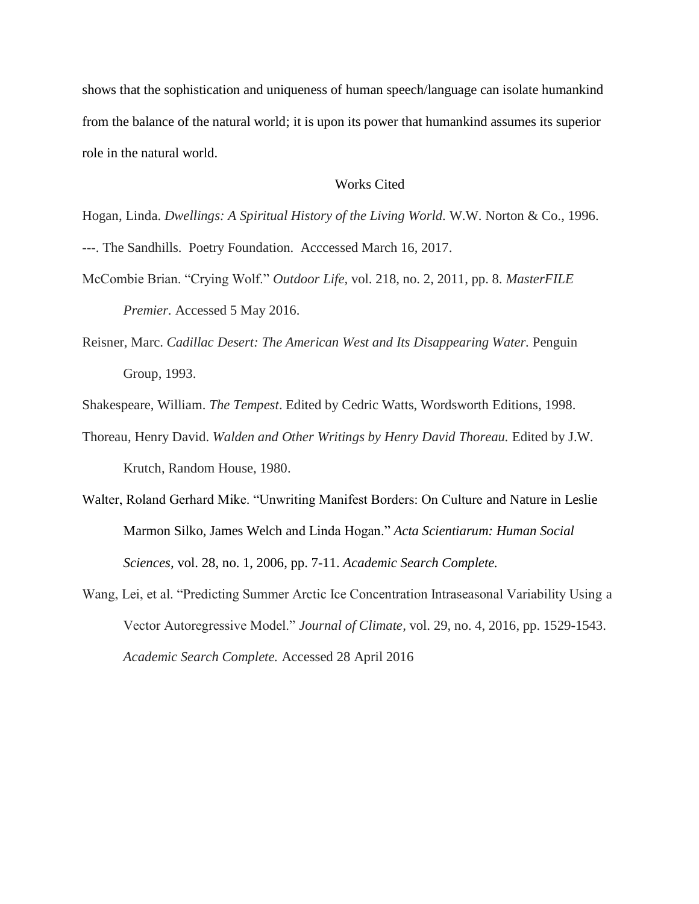shows that the sophistication and uniqueness of human speech/language can isolate humankind from the balance of the natural world; it is upon its power that humankind assumes its superior role in the natural world.

## Works Cited

Hogan, Linda. *Dwellings: A Spiritual History of the Living World.* W.W. Norton & Co., 1996.

---. The Sandhills. Poetry Foundation. Acccessed March 16, 2017.

McCombie Brian. "Crying Wolf." *Outdoor Life*, vol. 218, no. 2, 2011, pp. 8. *MasterFILE Premier.* Accessed 5 May 2016.

Reisner, Marc. *Cadillac Desert: The American West and Its Disappearing Water.* Penguin Group, 1993.

Shakespeare, William. *The Tempest*. Edited by Cedric Watts, Wordsworth Editions, 1998.

Thoreau, Henry David. *Walden and Other Writings by Henry David Thoreau.* Edited by J.W. Krutch, Random House, 1980.

Walter, Roland Gerhard Mike. "Unwriting Manifest Borders: On Culture and Nature in Leslie Marmon Silko, James Welch and Linda Hogan." *Acta Scientiarum: Human Social Sciences*, vol. 28, no. 1, 2006, pp. 7-11. *Academic Search Complete.*

Wang, Lei, et al. "Predicting Summer Arctic Ice Concentration Intraseasonal Variability Using a Vector Autoregressive Model." *Journal of Climate*, vol. 29, no. 4, 2016, pp. 1529-1543. *Academic Search Complete.* Accessed 28 April 2016